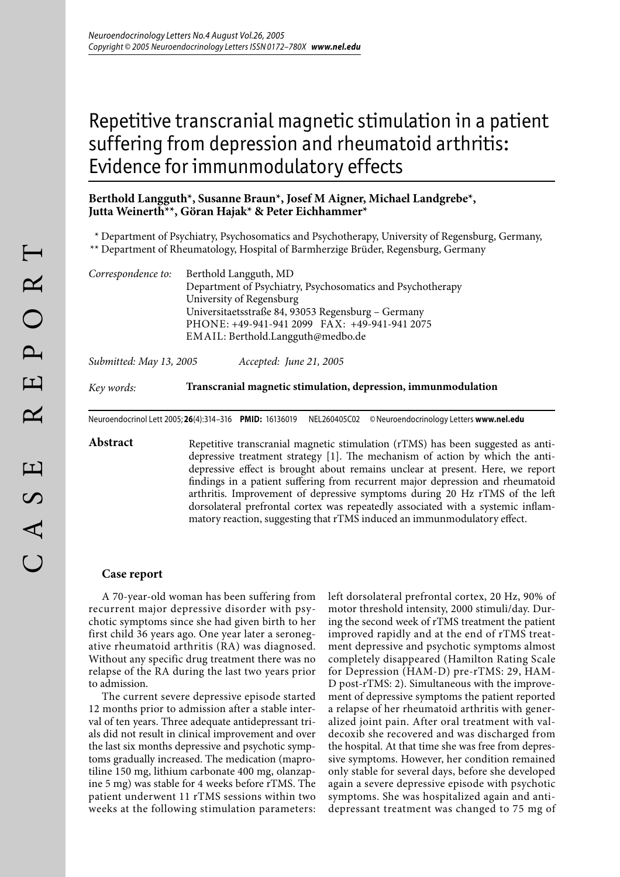# Repetitive transcranial magnetic stimulation in a patient suffering from depression and rheumatoid arthritis: Evidence for immunmodulatory effects

**Berthold Langguth\*, Susanne Braun\*, Josef M Aigner, Michael Landgrebe\*, Jutta Weinerth\*\*, Göran Hajak\* & Peter Eichhammer\***

\* Department of Psychiatry, Psychosomatics and Psychotherapy, University of Regensburg, Germany,
\*\* Department of Rheumatology, Hospital of Barmherzige Brüder, Regensburg, Germany

*Correspondence to:* Berthold Langguth, MD
Department of Psychiatry, Psychosomatics and Psychotherapy
University of Regensburg
Universitaetsstraße 84, 93053 Regensburg – Germany
PHONE: +49-941-941 2099 FAX: +49-941-941 2075
EMAIL: Berthold.Langguth@medbo.de

*Submitted:* May 13, 2005 *Accepted:* June 21, 2005

*Key words:* **Transcranial magnetic stimulation, depression, immunmodulation**

Neuroendocrinol Lett 2005; **26**(4):314–316 **PMID:** 16136019 NEL260405C02 © Neuroendocrinology Letters **www.nel.edu**

**Abstract**

Repetitive transcranial magnetic stimulation (rTMS) has been suggested as antidepressive treatment strategy [1]. The mechanism of action by which the antidepressive effect is brought about remains unclear at present. Here, we report findings in a patient suffering from recurrent major depression and rheumatoid arthritis. Improvement of depressive symptoms during 20 Hz rTMS of the left dorsolateral prefrontal cortex was repeatedly associated with a systemic inflammatory reaction, suggesting that rTMS induced an immunmodulatory effect.

## Case report

A 70-year-old woman has been suffering from recurrent major depressive disorder with psychotic symptoms since she had given birth to her first child 36 years ago. One year later a seronegative rheumatoid arthritis (RA) was diagnosed. Without any specific drug treatment there was no relapse of the RA during the last two years prior to admission.

The current severe depressive episode started 12 months prior to admission after a stable interval of ten years. Three adequate antidepressant trials did not result in clinical improvement and over the last six months depressive and psychotic symptoms gradually increased. The medication (maprotiline 150 mg, lithium carbonate 400 mg, olanzapine 5 mg) was stable for 4 weeks before rTMS. The patient underwent 11 rTMS sessions within two weeks at the following stimulation parameters: left dorsolateral prefrontal cortex, 20 Hz, 90% of motor threshold intensity, 2000 stimuli/day. During the second week of rTMS treatment the patient improved rapidly and at the end of rTMS treatment depressive and psychotic symptoms almost completely disappeared (Hamilton Rating Scale for Depression (HAM-D) pre-rTMS: 29, HAM-D post-rTMS: 2). Simultaneous with the improvement of depressive symptoms the patient reported a relapse of her rheumatoid arthritis with generalized joint pain. After oral treatment with valdecoxib she recovered and was discharged from the hospital. At that time she was free from depressive symptoms. However, her condition remained only stable for several days, before she developed again a severe depressive episode with psychotic symptoms. She was hospitalized again and antidepressant treatment was changed to 75 mg of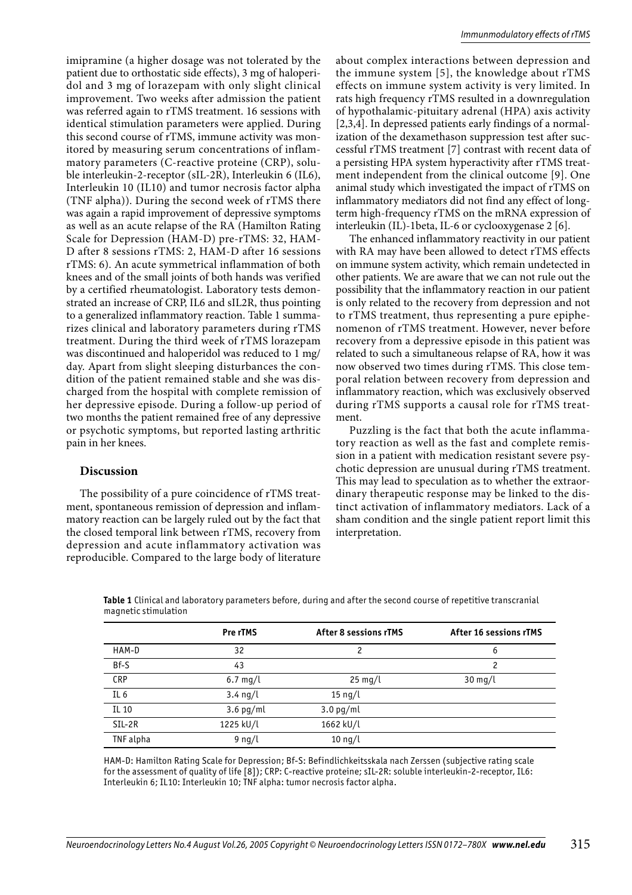imipramine (a higher dosage was not tolerated by the patient due to orthostatic side effects), 3 mg of haloperidol and 3 mg of lorazepam with only slight clinical improvement. Two weeks after admission the patient was referred again to rTMS treatment. 16 sessions with identical stimulation parameters were applied. During this second course of rTMS, immune activity was monitored by measuring serum concentrations of inflammatory parameters (C-reactive proteine (CRP), soluble interleukin-2-receptor (sIL-2R), Interleukin 6 (IL6), Interleukin 10 (IL10) and tumor necrosis factor alpha (TNF alpha)). During the second week of rTMS there was again a rapid improvement of depressive symptoms as well as an acute relapse of the RA (Hamilton Rating Scale for Depression (HAM-D) pre-rTMS: 32, HAM-D after 8 sessions rTMS: 2, HAM-D after 16 sessions rTMS: 6). An acute symmetrical inflammation of both knees and of the small joints of both hands was verified by a certified rheumatologist. Laboratory tests demonstrated an increase of CRP, IL6 and sIL2R, thus pointing to a generalized inflammatory reaction. Table 1 summarizes clinical and laboratory parameters during rTMS treatment. During the third week of rTMS lorazepam was discontinued and haloperidol was reduced to 1 mg/day. Apart from slight sleeping disturbances the condition of the patient remained stable and she was discharged from the hospital with complete remission of her depressive episode. During a follow-up period of two months the patient remained free of any depressive or psychotic symptoms, but reported lasting arthritic pain in her knees.

## Discussion

The possibility of a pure coincidence of rTMS treatment, spontaneous remission of depression and inflammatory reaction can be largely ruled out by the fact that the closed temporal link between rTMS, recovery from depression and acute inflammatory activation was reproducible. Compared to the large body of literature about complex interactions between depression and the immune system [5], the knowledge about rTMS effects on immune system activity is very limited. In rats high frequency rTMS resulted in a downregulation of hypothalamic-pituitary adrenal (HPA) axis activity [2,3,4]. In depressed patients early findings of a normalization of the dexamethason suppression test after successful rTMS treatment [7] contrast with recent data of a persisting HPA system hyperactivity after rTMS treatment independent from the clinical outcome [9]. One animal study which investigated the impact of rTMS on inflammatory mediators did not find any effect of long-term high-frequency rTMS on the mRNA expression of interleukin (IL)-1beta, IL-6 or cyclooxygenase 2 [6].

The enhanced inflammatory reactivity in our patient with RA may have been allowed to detect rTMS effects on immune system activity, which remain undetected in other patients. We are aware that we can not rule out the possibility that the inflammatory reaction in our patient is only related to the recovery from depression and not to rTMS treatment, thus representing a pure epiphenomenon of rTMS treatment. However, never before recovery from a depressive episode in this patient was related to such a simultaneous relapse of RA, how it was now observed two times during rTMS. This close temporal relation between recovery from depression and inflammatory reaction, which was exclusively observed during rTMS supports a causal role for rTMS treatment.

Puzzling is the fact that both the acute inflammatory reaction as well as the fast and complete remission in a patient with medication resistant severe psychotic depression are unusual during rTMS treatment. This may lead to speculation as to whether the extraordinary therapeutic response may be linked to the distinct activation of inflammatory mediators. Lack of a sham condition and the single patient report limit this interpretation.

**Table 1** Clinical and laboratory parameters before, during and after the second course of repetitive transcranial magnetic stimulation

| | Pre rTMS | After 8 sessions rTMS | After 16 sessions rTMS |
|---|---|---|---|
| HAM-D | 32 | 2 | 6 |
| Bf-S | 43 | | 2 |
| CRP | 6.7 mg/l | 25 mg/l | 30 mg/l |
| IL 6 | 3.4 ng/l | 15 ng/l | |
| IL 10 | 3.6 pg/ml | 3.0 pg/ml | |
| SIL-2R | 1225 kU/l | 1662 kU/l | |
| TNF alpha | 9 ng/l | 10 ng/l | |

HAM-D: Hamilton Rating Scale for Depression; Bf-S: Befindlichkeitsskala nach Zerssen (subjective rating scale for the assessment of quality of life [8]); CRP: C-reactive proteine; sIL-2R: soluble interleukin-2-receptor, IL6: Interleukin 6; IL10: Interleukin 10; TNF alpha: tumor necrosis factor alpha.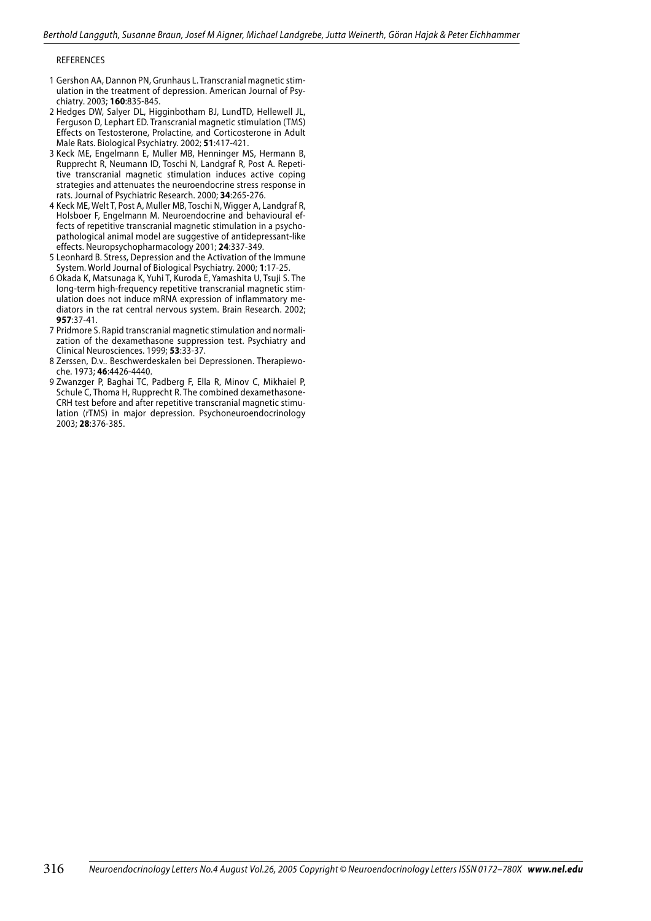REFERENCES

1 Gershon AA, Dannon PN, Grunhaus L. Transcranial magnetic stimulation in the treatment of depression. American Journal of Psychiatry. 2003; **160**:835-845.
2 Hedges DW, Salyer DL, Higginbotham BJ, LundTD, Hellewell JL, Ferguson D, Lephart ED. Transcranial magnetic stimulation (TMS) Effects on Testosterone, Prolactine, and Corticosterone in Adult Male Rats. Biological Psychiatry. 2002; **51**:417-421.
3 Keck ME, Engelmann E, Muller MB, Henninger MS, Hermann B, Rupprecht R, Neumann ID, Toschi N, Landgraf R, Post A. Repetitive transcranial magnetic stimulation induces active coping strategies and attenuates the neuroendocrine stress response in rats. Journal of Psychiatric Research. 2000; **34**:265-276.
4 Keck ME, Welt T, Post A, Muller MB, Toschi N, Wigger A, Landgraf R, Holsboer F, Engelmann M. Neuroendocrine and behavioural effects of repetitive transcranial magnetic stimulation in a psychopathological animal model are suggestive of antidepressant-like effects. Neuropsychopharmacology 2001; **24**:337-349.
5 Leonhard B. Stress, Depression and the Activation of the Immune System. World Journal of Biological Psychiatry. 2000; **1**:17-25.
6 Okada K, Matsunaga K, Yuhi T, Kuroda E, Yamashita U, Tsuji S. The long-term high-frequency repetitive transcranial magnetic stimulation does not induce mRNA expression of inflammatory mediators in the rat central nervous system. Brain Research. 2002; **957**:37-41.
7 Pridmore S. Rapid transcranial magnetic stimulation and normalization of the dexamethasone suppression test. Psychiatry and Clinical Neurosciences. 1999; **53**:33-37.
8 Zerssen, D.v.. Beschwerdeskalen bei Depressionen. Therapiewoche. 1973; **46**:4426-4440.
9 Zwanzger P, Baghai TC, Padberg F, Ella R, Minov C, Mikhaiel P, Schule C, Thoma H, Rupprecht R. The combined dexamethasone-CRH test before and after repetitive transcranial magnetic stimulation (rTMS) in major depression. Psychoneuroendocrinology 2003; **28**:376-385.